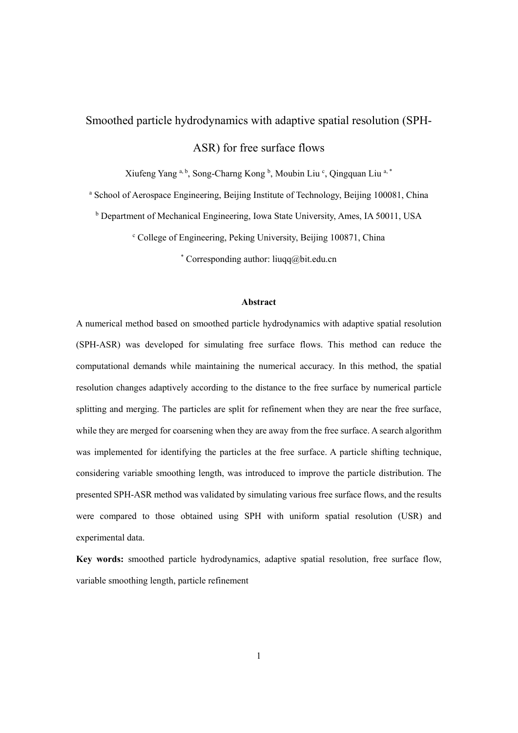# Smoothed particle hydrodynamics with adaptive spatial resolution (SPH-ASR) for free surface flows

Xiufeng Yang [a, b], Song-Charng Kong [b], Moubin Liu [c], Qingquan Liu [a, *]

[a] School of Aerospace Engineering, Beijing Institute of Technology, Beijing 100081, China

[b] Department of Mechanical Engineering, Iowa State University, Ames, IA 50011, USA

[c] College of Engineering, Peking University, Beijing 100871, China

[*] Corresponding author: liuqq@bit.edu.cn

## Abstract

A numerical method based on smoothed particle hydrodynamics with adaptive spatial resolution (SPH-ASR) was developed for simulating free surface flows. This method can reduce the computational demands while maintaining the numerical accuracy. In this method, the spatial resolution changes adaptively according to the distance to the free surface by numerical particle splitting and merging. The particles are split for refinement when they are near the free surface, while they are merged for coarsening when they are away from the free surface. A search algorithm was implemented for identifying the particles at the free surface. A particle shifting technique, considering variable smoothing length, was introduced to improve the particle distribution. The presented SPH-ASR method was validated by simulating various free surface flows, and the results were compared to those obtained using SPH with uniform spatial resolution (USR) and experimental data.

**Key words:** smoothed particle hydrodynamics, adaptive spatial resolution, free surface flow, variable smoothing length, particle refinement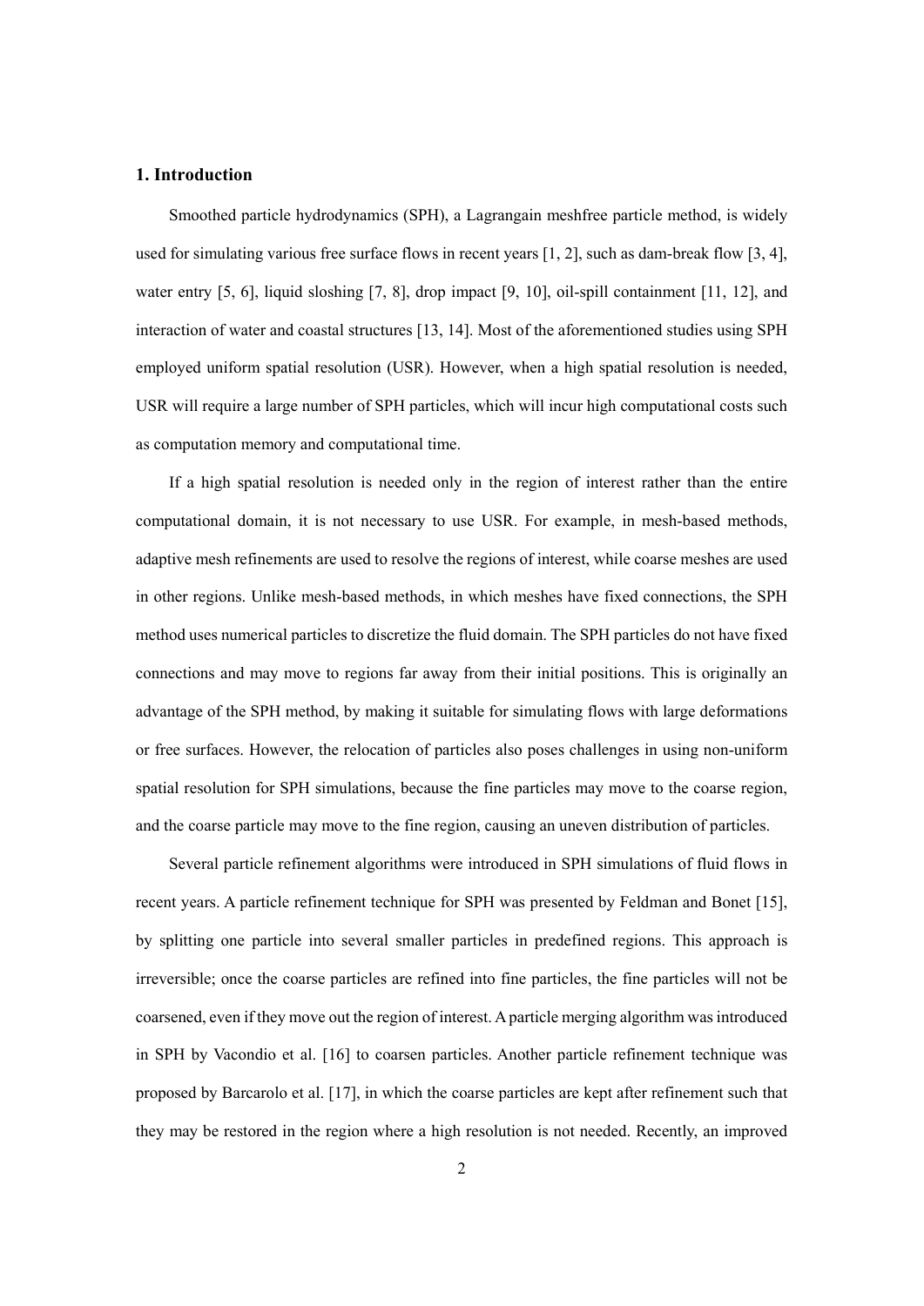## 1. Introduction

Smoothed particle hydrodynamics (SPH), a Lagrangain meshfree particle method, is widely used for simulating various free surface flows in recent years [1, 2], such as dam-break flow [3, 4], water entry [5, 6], liquid sloshing [7, 8], drop impact [9, 10], oil-spill containment [11, 12], and interaction of water and coastal structures [13, 14]. Most of the aforementioned studies using SPH employed uniform spatial resolution (USR). However, when a high spatial resolution is needed, USR will require a large number of SPH particles, which will incur high computational costs such as computation memory and computational time.

If a high spatial resolution is needed only in the region of interest rather than the entire computational domain, it is not necessary to use USR. For example, in mesh-based methods, adaptive mesh refinements are used to resolve the regions of interest, while coarse meshes are used in other regions. Unlike mesh-based methods, in which meshes have fixed connections, the SPH method uses numerical particles to discretize the fluid domain. The SPH particles do not have fixed connections and may move to regions far away from their initial positions. This is originally an advantage of the SPH method, by making it suitable for simulating flows with large deformations or free surfaces. However, the relocation of particles also poses challenges in using non-uniform spatial resolution for SPH simulations, because the fine particles may move to the coarse region, and the coarse particle may move to the fine region, causing an uneven distribution of particles.

Several particle refinement algorithms were introduced in SPH simulations of fluid flows in recent years. A particle refinement technique for SPH was presented by Feldman and Bonet [15], by splitting one particle into several smaller particles in predefined regions. This approach is irreversible; once the coarse particles are refined into fine particles, the fine particles will not be coarsened, even if they move out the region of interest. A particle merging algorithm was introduced in SPH by Vacondio et al. [16] to coarsen particles. Another particle refinement technique was proposed by Barcarolo et al. [17], in which the coarse particles are kept after refinement such that they may be restored in the region where a high resolution is not needed. Recently, an improved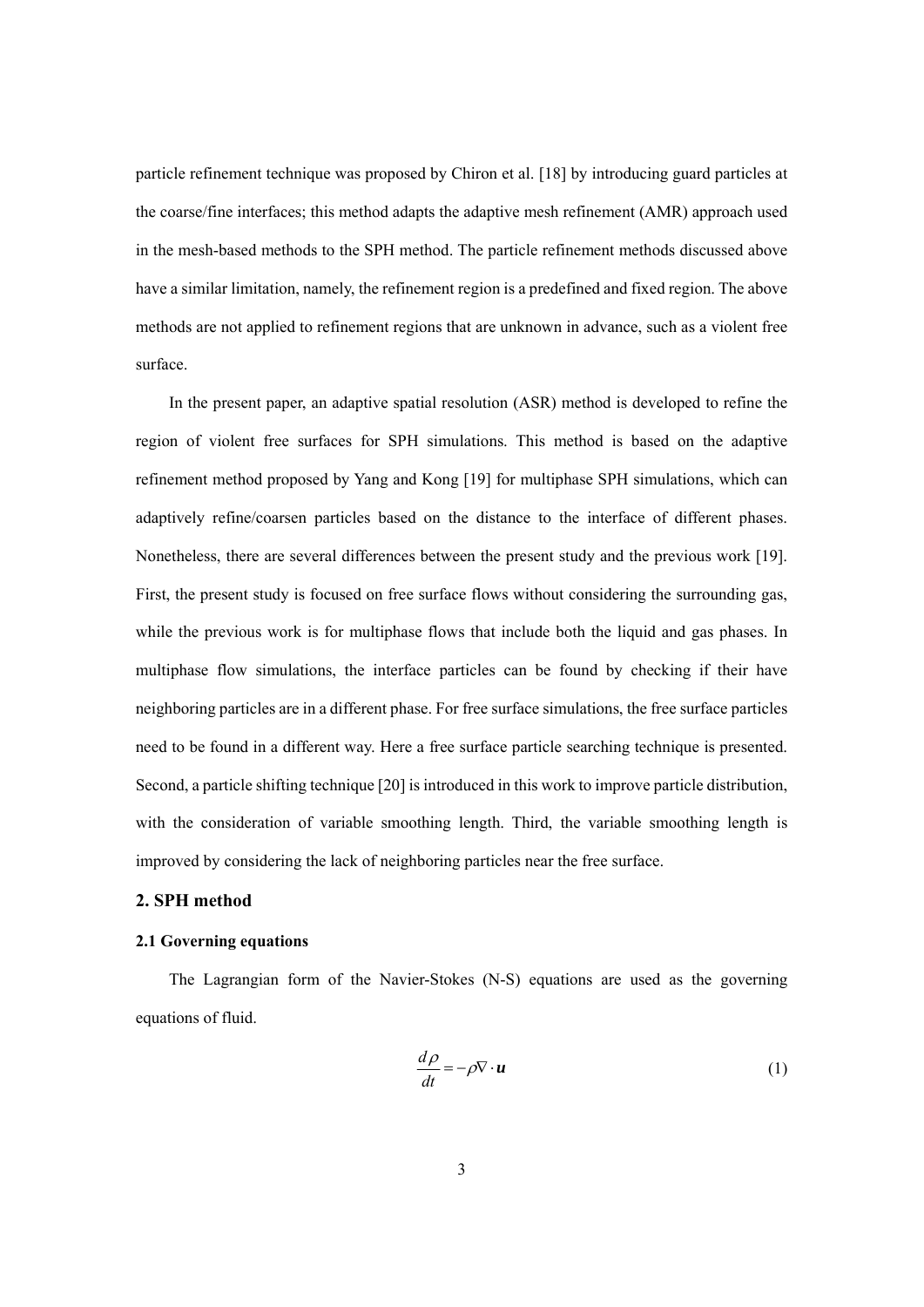particle refinement technique was proposed by Chiron et al. [18] by introducing guard particles at the coarse/fine interfaces; this method adapts the adaptive mesh refinement (AMR) approach used in the mesh-based methods to the SPH method. The particle refinement methods discussed above have a similar limitation, namely, the refinement region is a predefined and fixed region. The above methods are not applied to refinement regions that are unknown in advance, such as a violent free surface.

In the present paper, an adaptive spatial resolution (ASR) method is developed to refine the region of violent free surfaces for SPH simulations. This method is based on the adaptive refinement method proposed by Yang and Kong [19] for multiphase SPH simulations, which can adaptively refine/coarsen particles based on the distance to the interface of different phases. Nonetheless, there are several differences between the present study and the previous work [19]. First, the present study is focused on free surface flows without considering the surrounding gas, while the previous work is for multiphase flows that include both the liquid and gas phases. In multiphase flow simulations, the interface particles can be found by checking if their have neighboring particles are in a different phase. For free surface simulations, the free surface particles need to be found in a different way. Here a free surface particle searching technique is presented. Second, a particle shifting technique [20] is introduced in this work to improve particle distribution, with the consideration of variable smoothing length. Third, the variable smoothing length is improved by considering the lack of neighboring particles near the free surface.

## 2. SPH method

### 2.1 Governing equations

The Lagrangian form of the Navier-Stokes (N-S) equations are used as the governing equations of fluid.

$$\frac{d\rho}{dt} = -\rho \nabla \cdot \boldsymbol{u} \tag{1}$$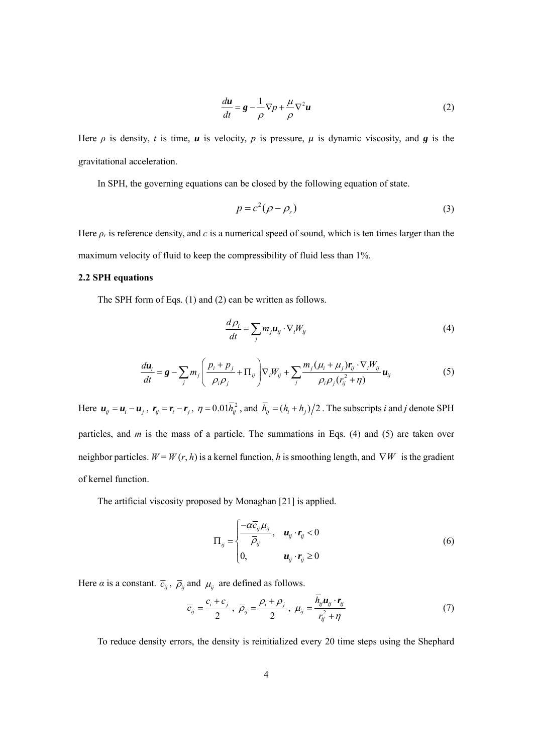$$\frac{d\boldsymbol{u}}{dt} = \boldsymbol{g} - \frac{1}{\rho}\nabla p + \frac{\mu}{\rho}\nabla^2 \boldsymbol{u} \tag{2}$$

Here $\rho$ is density, $t$ is time, $\boldsymbol{u}$ is velocity, $p$ is pressure, $\mu$ is dynamic viscosity, and $\boldsymbol{g}$ is the gravitational acceleration.

In SPH, the governing equations can be closed by the following equation of state.

$$p = c^2(\rho - \rho_r) \tag{3}$$

Here $\rho_r$ is reference density, and $c$ is a numerical speed of sound, which is ten times larger than the maximum velocity of fluid to keep the compressibility of fluid less than 1%.

### 2.2 SPH equations

The SPH form of Eqs. (1) and (2) can be written as follows.

$$\frac{d\rho_i}{dt} = \sum_j m_j \boldsymbol{u}_{ij} \cdot \nabla_i W_{ij} \tag{4}$$

$$\frac{d\boldsymbol{u}_i}{dt} = \boldsymbol{g} - \sum_j m_j \left( \frac{p_i + p_j}{\rho_i \rho_j} + \Pi_{ij} \right) \nabla_i W_{ij} + \sum_j \frac{m_j(\mu_i + \mu_j)\boldsymbol{r}_{ij} \cdot \nabla_i W_{ij}}{\rho_i \rho_j (r_{ij}^2 + \eta)} \boldsymbol{u}_{ij} \tag{5}$$

Here $\boldsymbol{u}_{ij} = \boldsymbol{u}_i - \boldsymbol{u}_j$, $\boldsymbol{r}_{ij} = \boldsymbol{r}_i - \boldsymbol{r}_j$, $\eta = 0.01\bar{h}_{ij}^2$, and $\bar{h}_{ij} = (h_i + h_j)/2$. The subscripts $i$ and $j$ denote SPH particles, and $m$ is the mass of a particle. The summations in Eqs. (4) and (5) are taken over neighbor particles. $W = W(r, h)$ is a kernel function, $h$ is smoothing length, and $\nabla W$ is the gradient of kernel function.

The artificial viscosity proposed by Monaghan [21] is applied.

$$\Pi_{ij} = \begin{cases} \dfrac{-\alpha \bar{c}_{ij} \mu_{ij}}{\bar{\rho}_{ij}}, & \boldsymbol{u}_{ij} \cdot \boldsymbol{r}_{ij} < 0 \\ 0, & \boldsymbol{u}_{ij} \cdot \boldsymbol{r}_{ij} \geq 0 \end{cases} \tag{6}$$

Here $\alpha$ is a constant. $\bar{c}_{ij}$, $\bar{\rho}_{ij}$ and $\mu_{ij}$ are defined as follows.

$$\bar{c}_{ij} = \frac{c_i + c_j}{2}, \quad \bar{\rho}_{ij} = \frac{\rho_i + \rho_j}{2}, \quad \mu_{ij} = \frac{\bar{h}_{ij} \boldsymbol{u}_{ij} \cdot \boldsymbol{r}_{ij}}{r_{ij}^2 + \eta} \tag{7}$$

To reduce density errors, the density is reinitialized every 20 time steps using the Shephard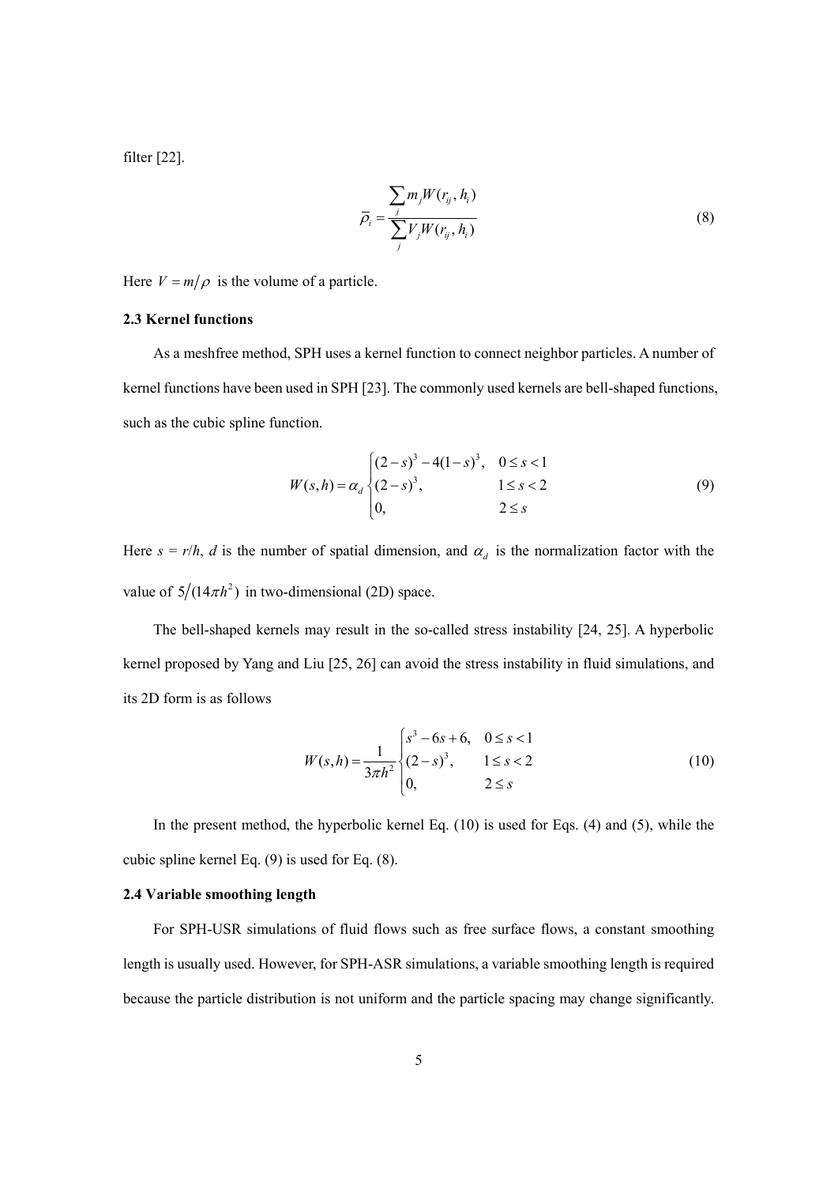filter [22].

$$\overline{\rho}_i = \frac{\sum_j m_j W(r_{ij}, h_i)}{\sum_j V_j W(r_{ij}, h_i)} \tag{8}$$

Here $V = m/\rho$ is the volume of a particle.

### 2.3 Kernel functions

As a meshfree method, SPH uses a kernel function to connect neighbor particles. A number of kernel functions have been used in SPH [23]. The commonly used kernels are bell-shaped functions, such as the cubic spline function.

$$W(s,h) = \alpha_d \begin{cases} (2-s)^3 - 4(1-s)^3, & 0 \le s < 1 \\ (2-s)^3, & 1 \le s < 2 \\ 0, & 2 \le s \end{cases} \tag{9}$$

Here $s = r/h$, $d$ is the number of spatial dimension, and $\alpha_d$ is the normalization factor with the value of $5/(14\pi h^2)$ in two-dimensional (2D) space.

The bell-shaped kernels may result in the so-called stress instability [24, 25]. A hyperbolic kernel proposed by Yang and Liu [25, 26] can avoid the stress instability in fluid simulations, and its 2D form is as follows

$$W(s,h) = \frac{1}{3\pi h^2} \begin{cases} s^3 - 6s + 6, & 0 \le s < 1 \\ (2-s)^3, & 1 \le s < 2 \\ 0, & 2 \le s \end{cases} \tag{10}$$

In the present method, the hyperbolic kernel Eq. (10) is used for Eqs. (4) and (5), while the cubic spline kernel Eq. (9) is used for Eq. (8).

### 2.4 Variable smoothing length

For SPH-USR simulations of fluid flows such as free surface flows, a constant smoothing length is usually used. However, for SPH-ASR simulations, a variable smoothing length is required because the particle distribution is not uniform and the particle spacing may change significantly.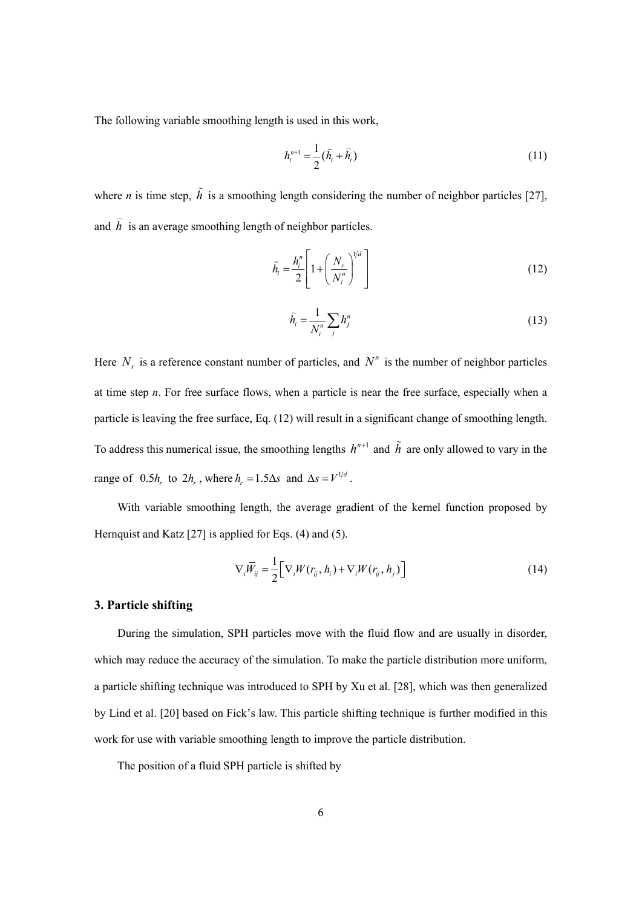The following variable smoothing length is used in this work,

$$h_i^{n+1} = \frac{1}{2}(\tilde{h}_i + \widehat{h}_i) \tag{11}$$

where *n* is time step, $\tilde{h}$ is a smoothing length considering the number of neighbor particles [27], and $\widehat{h}$ is an average smoothing length of neighbor particles.

$$\tilde{h}_i = \frac{h_i^n}{2}\left[1 + \left(\frac{N_r}{N_i^n}\right)^{1/d}\right] \tag{12}$$

$$\widehat{h}_i = \frac{1}{N_i^n}\sum_j h_j^n \tag{13}$$

Here $N_r$ is a reference constant number of particles, and $N^n$ is the number of neighbor particles at time step *n*. For free surface flows, when a particle is near the free surface, especially when a particle is leaving the free surface, Eq. (12) will result in a significant change of smoothing length. To address this numerical issue, the smoothing lengths $h^{n+1}$ and $\tilde{h}$ are only allowed to vary in the range of $0.5h_r$ to $2h_r$, where $h_r = 1.5\Delta s$ and $\Delta s = V^{1/d}$.

With variable smoothing length, the average gradient of the kernel function proposed by Hernquist and Katz [27] is applied for Eqs. (4) and (5).

$$\nabla_i \overline{W}_{ij} = \frac{1}{2}\left[\nabla_i W(r_{ij}, h_i) + \nabla_i W(r_{ij}, h_j)\right] \tag{14}$$

## 3. Particle shifting

During the simulation, SPH particles move with the fluid flow and are usually in disorder, which may reduce the accuracy of the simulation. To make the particle distribution more uniform, a particle shifting technique was introduced to SPH by Xu et al. [28], which was then generalized by Lind et al. [20] based on Fick's law. This particle shifting technique is further modified in this work for use with variable smoothing length to improve the particle distribution.

The position of a fluid SPH particle is shifted by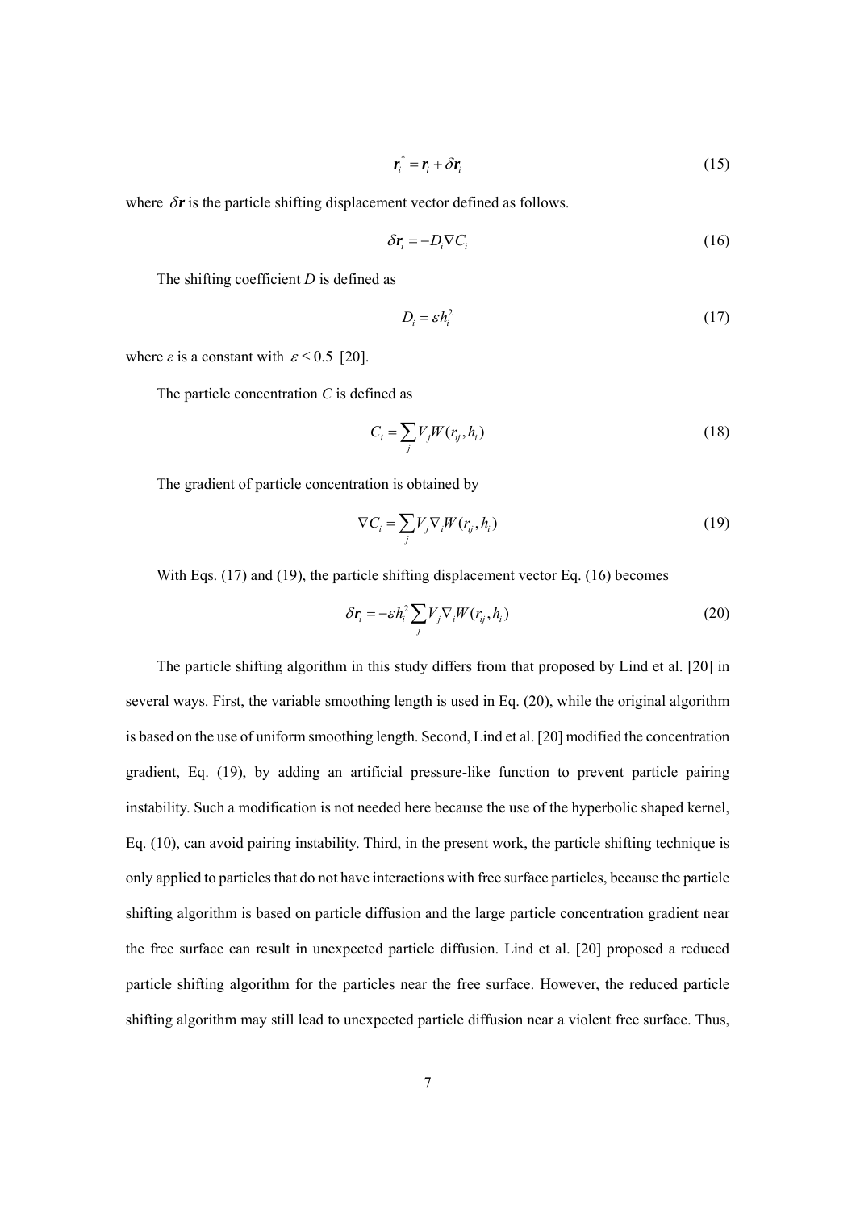$$\boldsymbol{r}_i^* = \boldsymbol{r}_i + \delta \boldsymbol{r}_i \tag{15}$$

where $\delta \boldsymbol{r}$ is the particle shifting displacement vector defined as follows.

$$\delta \boldsymbol{r}_i = -D_i \nabla C_i \tag{16}$$

The shifting coefficient $D$ is defined as

$$D_i = \varepsilon h_i^2 \tag{17}$$

where $\varepsilon$ is a constant with $\varepsilon \leq 0.5$ [20].

The particle concentration $C$ is defined as

$$C_i = \sum_j V_j W(r_{ij}, h_i) \tag{18}$$

The gradient of particle concentration is obtained by

$$\nabla C_i = \sum_j V_j \nabla_i W(r_{ij}, h_i) \tag{19}$$

With Eqs. (17) and (19), the particle shifting displacement vector Eq. (16) becomes

$$\delta \boldsymbol{r}_i = -\varepsilon h_i^2 \sum_j V_j \nabla_i W(r_{ij}, h_i) \tag{20}$$

The particle shifting algorithm in this study differs from that proposed by Lind et al. [20] in several ways. First, the variable smoothing length is used in Eq. (20), while the original algorithm is based on the use of uniform smoothing length. Second, Lind et al. [20] modified the concentration gradient, Eq. (19), by adding an artificial pressure-like function to prevent particle pairing instability. Such a modification is not needed here because the use of the hyperbolic shaped kernel, Eq. (10), can avoid pairing instability. Third, in the present work, the particle shifting technique is only applied to particles that do not have interactions with free surface particles, because the particle shifting algorithm is based on particle diffusion and the large particle concentration gradient near the free surface can result in unexpected particle diffusion. Lind et al. [20] proposed a reduced particle shifting algorithm for the particles near the free surface. However, the reduced particle shifting algorithm may still lead to unexpected particle diffusion near a violent free surface. Thus,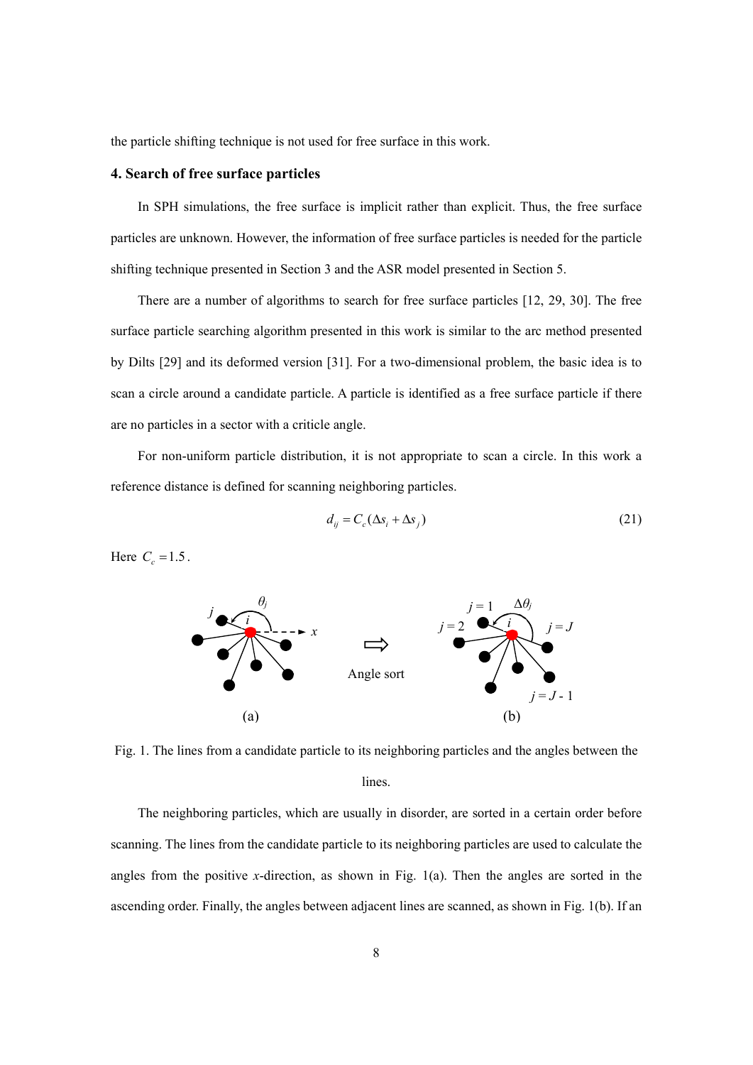the particle shifting technique is not used for free surface in this work.

## 4. Search of free surface particles

In SPH simulations, the free surface is implicit rather than explicit. Thus, the free surface particles are unknown. However, the information of free surface particles is needed for the particle shifting technique presented in Section 3 and the ASR model presented in Section 5.

There are a number of algorithms to search for free surface particles [12, 29, 30]. The free surface particle searching algorithm presented in this work is similar to the arc method presented by Dilts [29] and its deformed version [31]. For a two-dimensional problem, the basic idea is to scan a circle around a candidate particle. A particle is identified as a free surface particle if there are no particles in a sector with a criticle angle.

For non-uniform particle distribution, it is not appropriate to scan a circle. In this work a reference distance is defined for scanning neighboring particles.

$$d_{ij} = C_c(\Delta s_i + \Delta s_j) \tag{21}$$

Here $C_c = 1.5$.

Fig. 1. The lines from a candidate particle to its neighboring particles and the angles between the lines.

The neighboring particles, which are usually in disorder, are sorted in a certain order before scanning. The lines from the candidate particle to its neighboring particles are used to calculate the angles from the positive *x*-direction, as shown in Fig. 1(a). Then the angles are sorted in the ascending order. Finally, the angles between adjacent lines are scanned, as shown in Fig. 1(b). If an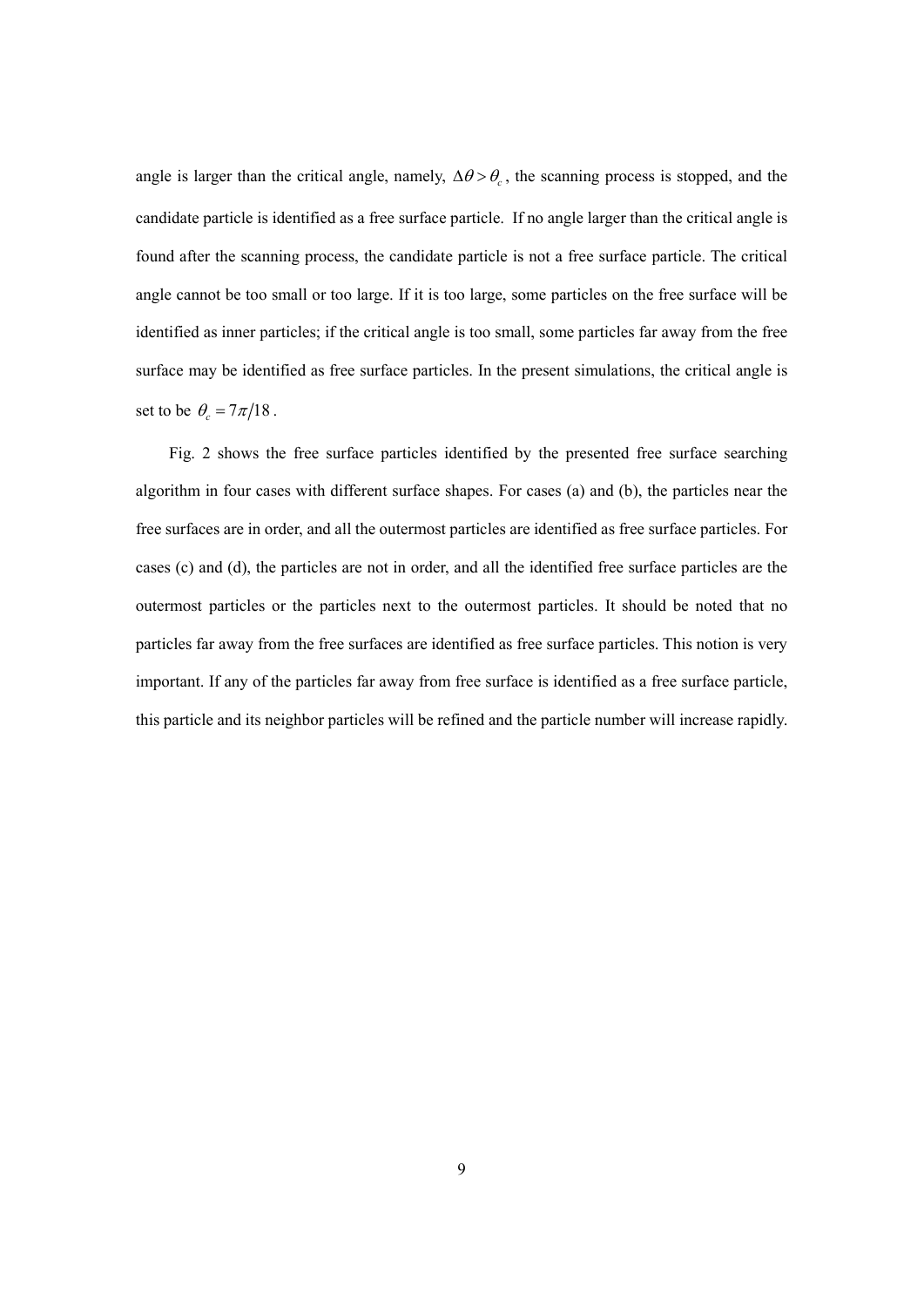angle is larger than the critical angle, namely, $\Delta\theta > \theta_c$, the scanning process is stopped, and the candidate particle is identified as a free surface particle. If no angle larger than the critical angle is found after the scanning process, the candidate particle is not a free surface particle. The critical angle cannot be too small or too large. If it is too large, some particles on the free surface will be identified as inner particles; if the critical angle is too small, some particles far away from the free surface may be identified as free surface particles. In the present simulations, the critical angle is set to be $\theta_c = 7\pi/18$.

Fig. 2 shows the free surface particles identified by the presented free surface searching algorithm in four cases with different surface shapes. For cases (a) and (b), the particles near the free surfaces are in order, and all the outermost particles are identified as free surface particles. For cases (c) and (d), the particles are not in order, and all the identified free surface particles are the outermost particles or the particles next to the outermost particles. It should be noted that no particles far away from the free surfaces are identified as free surface particles. This notion is very important. If any of the particles far away from free surface is identified as a free surface particle, this particle and its neighbor particles will be refined and the particle number will increase rapidly.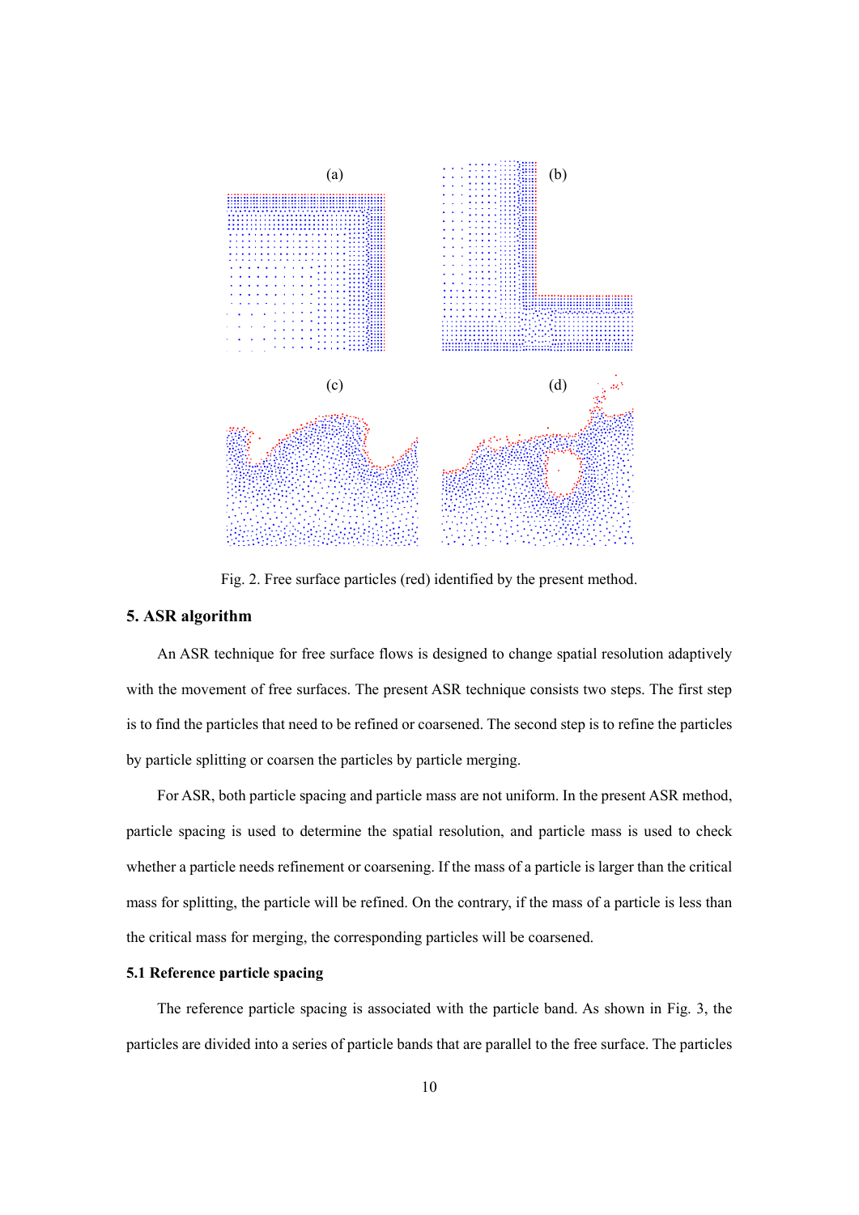Fig. 2. Free surface particles (red) identified by the present method.

## 5. ASR algorithm

An ASR technique for free surface flows is designed to change spatial resolution adaptively with the movement of free surfaces. The present ASR technique consists two steps. The first step is to find the particles that need to be refined or coarsened. The second step is to refine the particles by particle splitting or coarsen the particles by particle merging.

For ASR, both particle spacing and particle mass are not uniform. In the present ASR method, particle spacing is used to determine the spatial resolution, and particle mass is used to check whether a particle needs refinement or coarsening. If the mass of a particle is larger than the critical mass for splitting, the particle will be refined. On the contrary, if the mass of a particle is less than the critical mass for merging, the corresponding particles will be coarsened.

### 5.1 Reference particle spacing

The reference particle spacing is associated with the particle band. As shown in Fig. 3, the particles are divided into a series of particle bands that are parallel to the free surface. The particles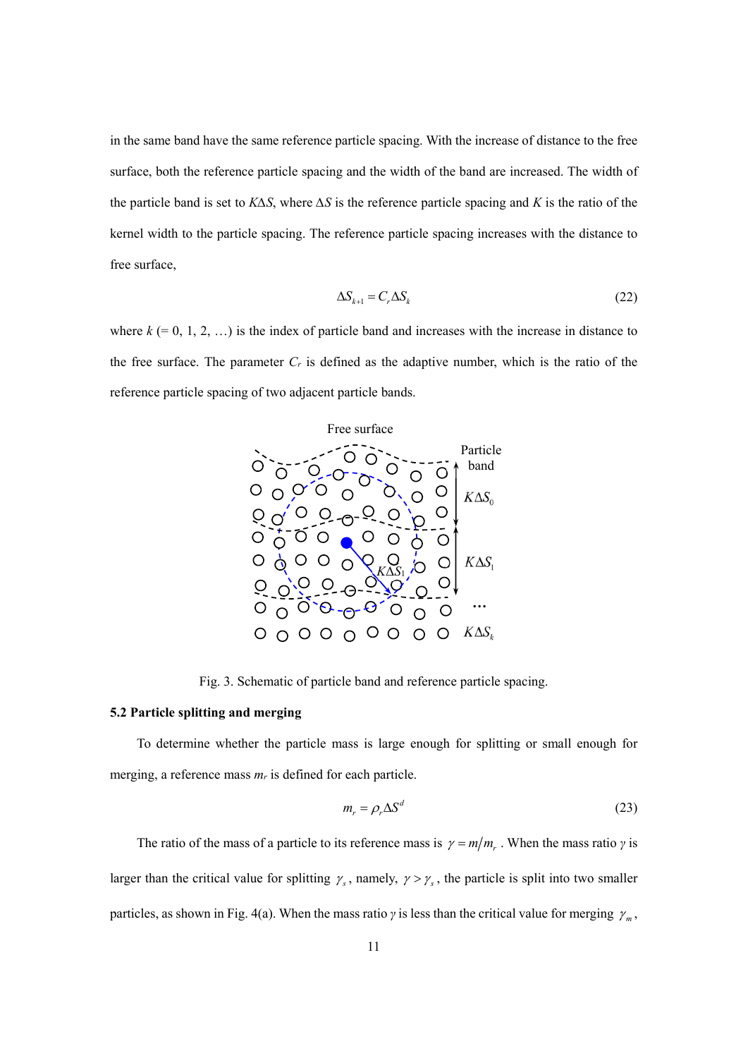in the same band have the same reference particle spacing. With the increase of distance to the free surface, both the reference particle spacing and the width of the band are increased. The width of the particle band is set to $K\Delta S$, where $\Delta S$ is the reference particle spacing and $K$ is the ratio of the kernel width to the particle spacing. The reference particle spacing increases with the distance to free surface,

$$\Delta S_{k+1} = C_r \Delta S_k \tag{22}$$

where $k$ (= 0, 1, 2, …) is the index of particle band and increases with the increase in distance to the free surface. The parameter $C_r$ is defined as the adaptive number, which is the ratio of the reference particle spacing of two adjacent particle bands.

Fig. 3. Schematic of particle band and reference particle spacing.

### 5.2 Particle splitting and merging

To determine whether the particle mass is large enough for splitting or small enough for merging, a reference mass $m_r$ is defined for each particle.

$$m_r = \rho_r \Delta S^d \tag{23}$$

The ratio of the mass of a particle to its reference mass is $\gamma = m/m_r$. When the mass ratio $\gamma$ is larger than the critical value for splitting $\gamma_s$, namely, $\gamma > \gamma_s$, the particle is split into two smaller particles, as shown in Fig. 4(a). When the mass ratio $\gamma$ is less than the critical value for merging $\gamma_m$,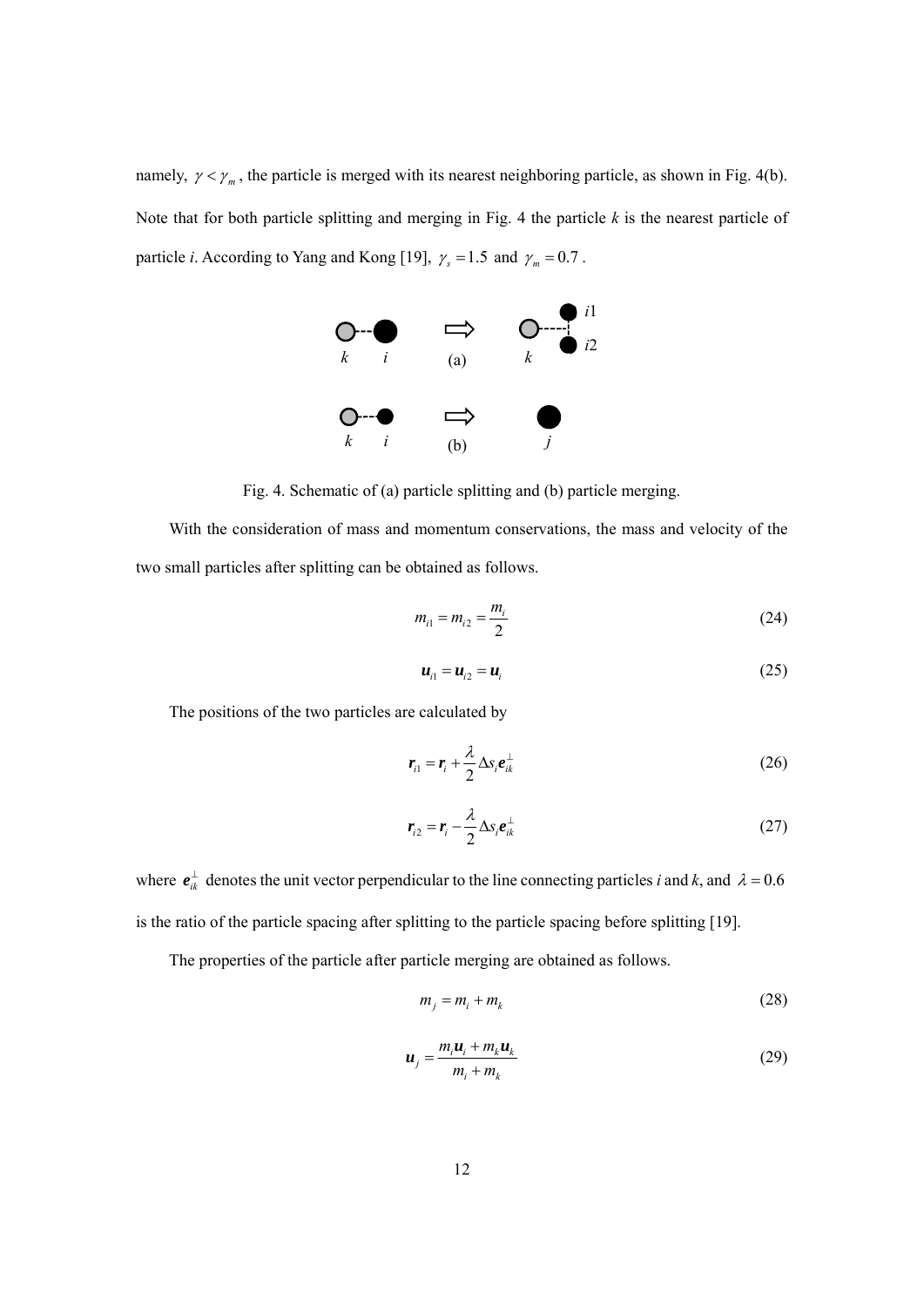namely, $\gamma < \gamma_m$, the particle is merged with its nearest neighboring particle, as shown in Fig. 4(b). Note that for both particle splitting and merging in Fig. 4 the particle *k* is the nearest particle of particle *i*. According to Yang and Kong [19], $\gamma_s = 1.5$ and $\gamma_m = 0.7$.

Fig. 4. Schematic of (a) particle splitting and (b) particle merging.

With the consideration of mass and momentum conservations, the mass and velocity of the two small particles after splitting can be obtained as follows.

$$m_{i1} = m_{i2} = \frac{m_i}{2} \tag{24}$$

$$\boldsymbol{u}_{i1} = \boldsymbol{u}_{i2} = \boldsymbol{u}_i \tag{25}$$

The positions of the two particles are calculated by

$$\boldsymbol{r}_{i1} = \boldsymbol{r}_i + \frac{\lambda}{2}\Delta s_i \boldsymbol{e}_{ik}^{\perp} \tag{26}$$

$$\boldsymbol{r}_{i2} = \boldsymbol{r}_i - \frac{\lambda}{2}\Delta s_i \boldsymbol{e}_{ik}^{\perp} \tag{27}$$

where $\boldsymbol{e}_{ik}^{\perp}$ denotes the unit vector perpendicular to the line connecting particles *i* and *k*, and $\lambda = 0.6$ is the ratio of the particle spacing after splitting to the particle spacing before splitting [19].

The properties of the particle after particle merging are obtained as follows.

$$m_j = m_i + m_k \tag{28}$$

$$\boldsymbol{u}_j = \frac{m_i \boldsymbol{u}_i + m_k \boldsymbol{u}_k}{m_i + m_k} \tag{29}$$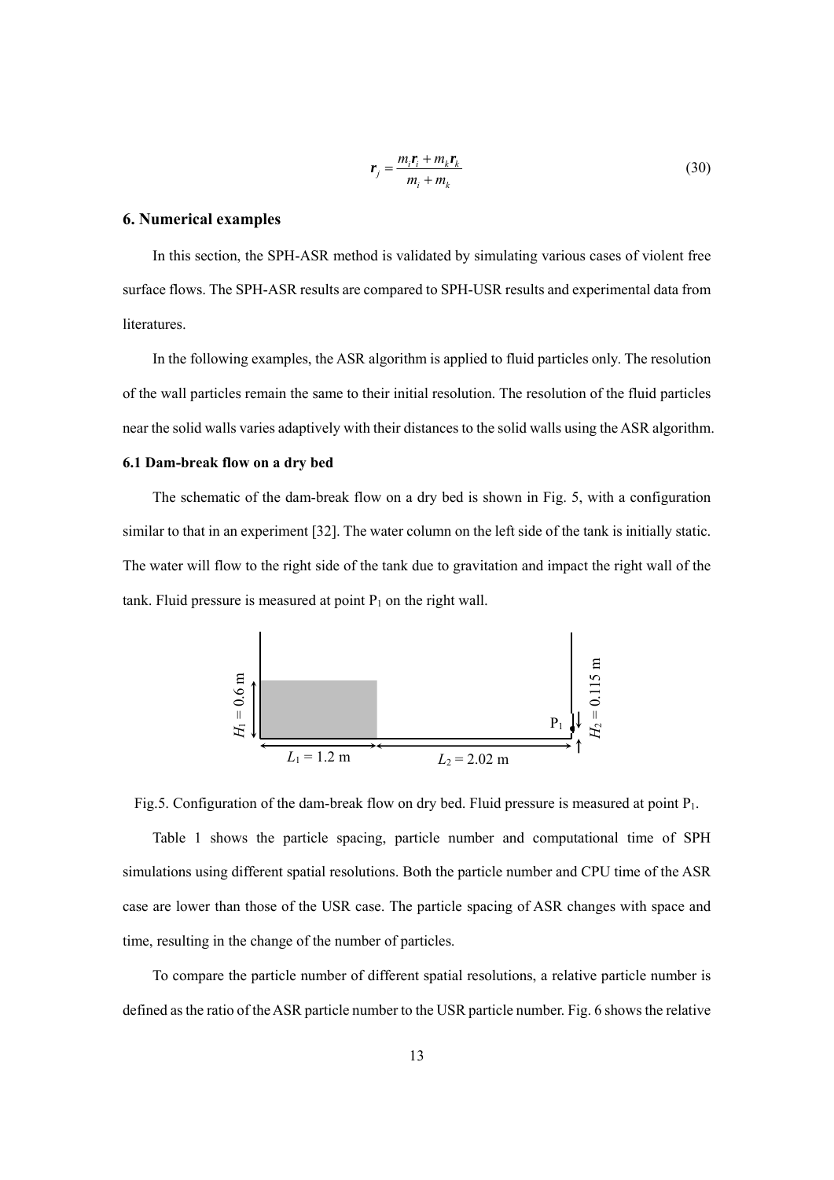$$\boldsymbol{r}_j = \frac{m_i \boldsymbol{r}_i + m_k \boldsymbol{r}_k}{m_i + m_k} \tag{30}$$

## 6. Numerical examples

In this section, the SPH-ASR method is validated by simulating various cases of violent free surface flows. The SPH-ASR results are compared to SPH-USR results and experimental data from literatures.

In the following examples, the ASR algorithm is applied to fluid particles only. The resolution of the wall particles remain the same to their initial resolution. The resolution of the fluid particles near the solid walls varies adaptively with their distances to the solid walls using the ASR algorithm.

### 6.1 Dam-break flow on a dry bed

The schematic of the dam-break flow on a dry bed is shown in Fig. 5, with a configuration similar to that in an experiment [32]. The water column on the left side of the tank is initially static. The water will flow to the right side of the tank due to gravitation and impact the right wall of the tank. Fluid pressure is measured at point $P_1$ on the right wall.

Fig.5. Configuration of the dam-break flow on dry bed. Fluid pressure is measured at point $P_1$.

Table 1 shows the particle spacing, particle number and computational time of SPH simulations using different spatial resolutions. Both the particle number and CPU time of the ASR case are lower than those of the USR case. The particle spacing of ASR changes with space and time, resulting in the change of the number of particles.

To compare the particle number of different spatial resolutions, a relative particle number is defined as the ratio of the ASR particle number to the USR particle number. Fig. 6 shows the relative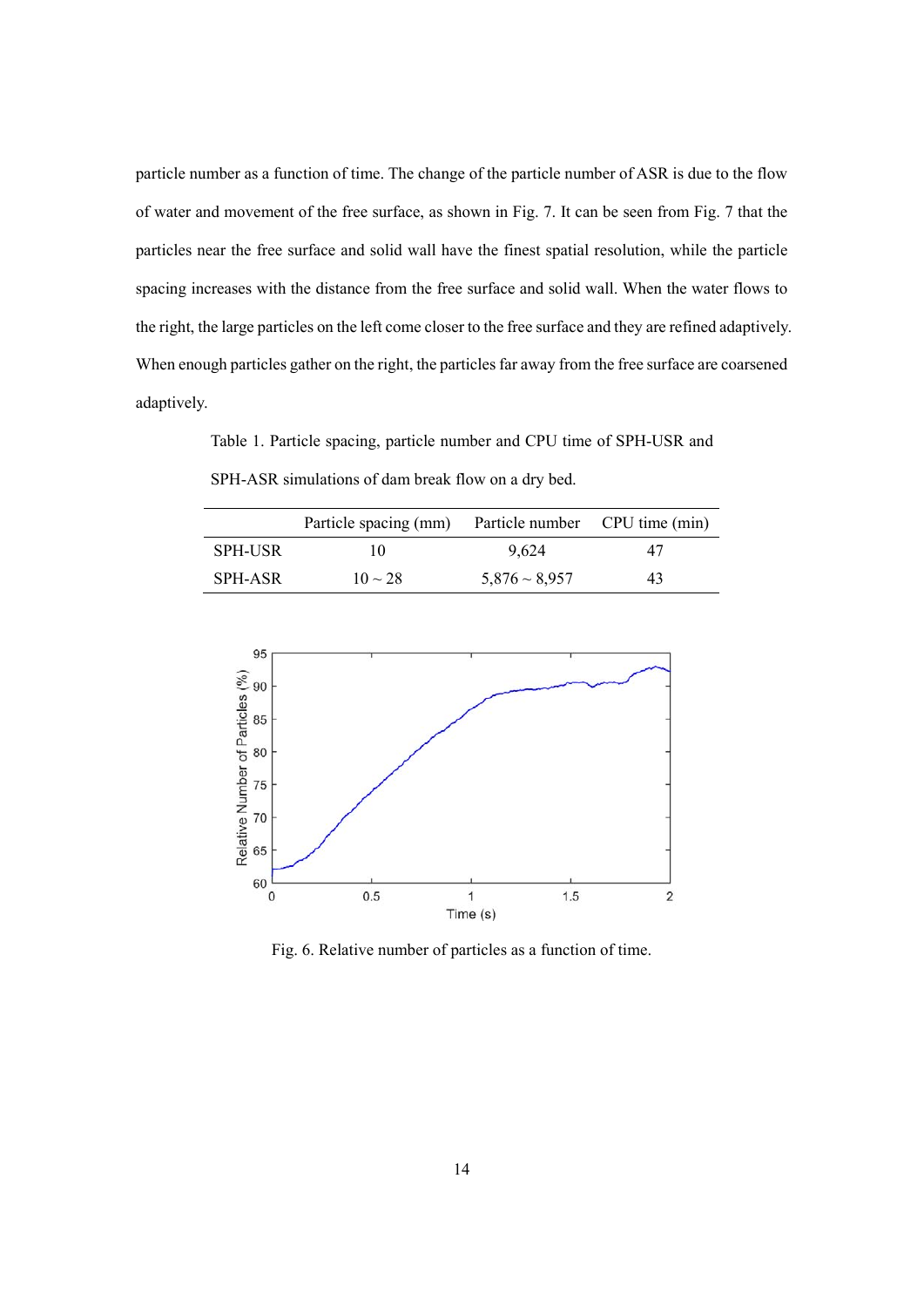particle number as a function of time. The change of the particle number of ASR is due to the flow of water and movement of the free surface, as shown in Fig. 7. It can be seen from Fig. 7 that the particles near the free surface and solid wall have the finest spatial resolution, while the particle spacing increases with the distance from the free surface and solid wall. When the water flows to the right, the large particles on the left come closer to the free surface and they are refined adaptively. When enough particles gather on the right, the particles far away from the free surface are coarsened adaptively.

Table 1. Particle spacing, particle number and CPU time of SPH-USR and SPH-ASR simulations of dam break flow on a dry bed.

| | Particle spacing (mm) | Particle number | CPU time (min) |
|---|---|---|---|
| SPH-USR | 10 | 9,624 | 47 |
| SPH-ASR | 10 ~ 28 | 5,876 ~ 8,957 | 43 |

Fig. 6. Relative number of particles as a function of time.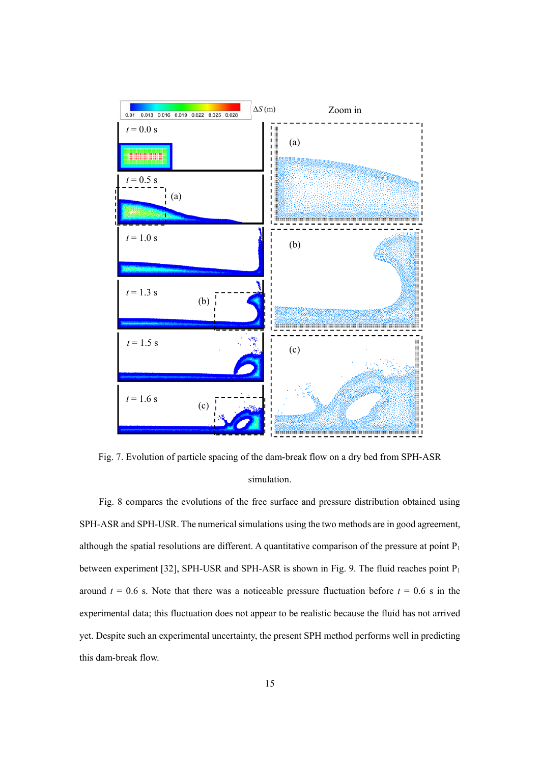Fig. 7. Evolution of particle spacing of the dam-break flow on a dry bed from SPH-ASR simulation.

Fig. 8 compares the evolutions of the free surface and pressure distribution obtained using SPH-ASR and SPH-USR. The numerical simulations using the two methods are in good agreement, although the spatial resolutions are different. A quantitative comparison of the pressure at point $P_1$ between experiment [32], SPH-USR and SPH-ASR is shown in Fig. 9. The fluid reaches point $P_1$ around $t$ = 0.6 s. Note that there was a noticeable pressure fluctuation before $t$ = 0.6 s in the experimental data; this fluctuation does not appear to be realistic because the fluid has not arrived yet. Despite such an experimental uncertainty, the present SPH method performs well in predicting this dam-break flow.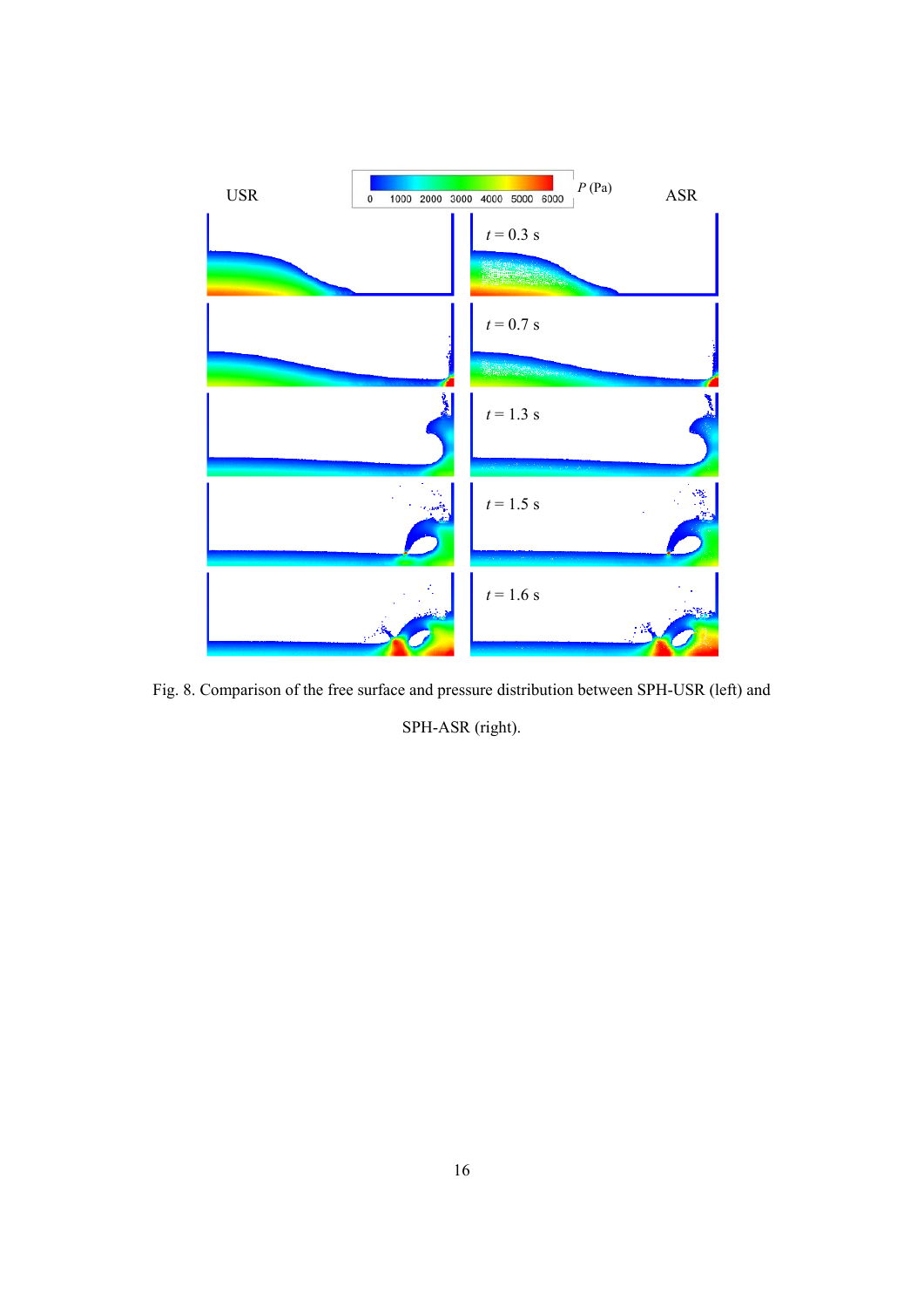Fig. 8. Comparison of the free surface and pressure distribution between SPH-USR (left) and SPH-ASR (right).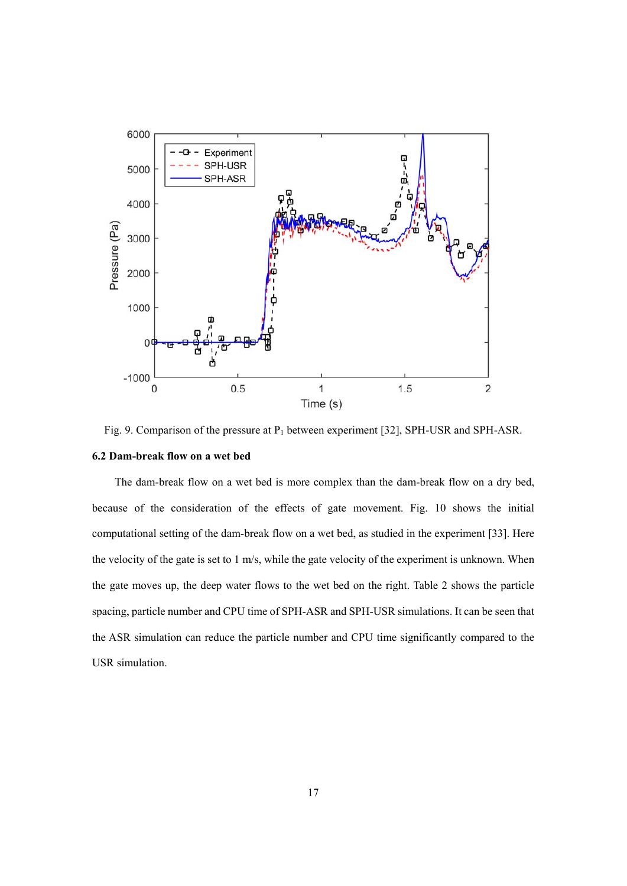Fig. 9. Comparison of the pressure at $P_1$ between experiment [32], SPH-USR and SPH-ASR.

### 6.2 Dam-break flow on a wet bed

The dam-break flow on a wet bed is more complex than the dam-break flow on a dry bed, because of the consideration of the effects of gate movement. Fig. 10 shows the initial computational setting of the dam-break flow on a wet bed, as studied in the experiment [33]. Here the velocity of the gate is set to 1 m/s, while the gate velocity of the experiment is unknown. When the gate moves up, the deep water flows to the wet bed on the right. Table 2 shows the particle spacing, particle number and CPU time of SPH-ASR and SPH-USR simulations. It can be seen that the ASR simulation can reduce the particle number and CPU time significantly compared to the USR simulation.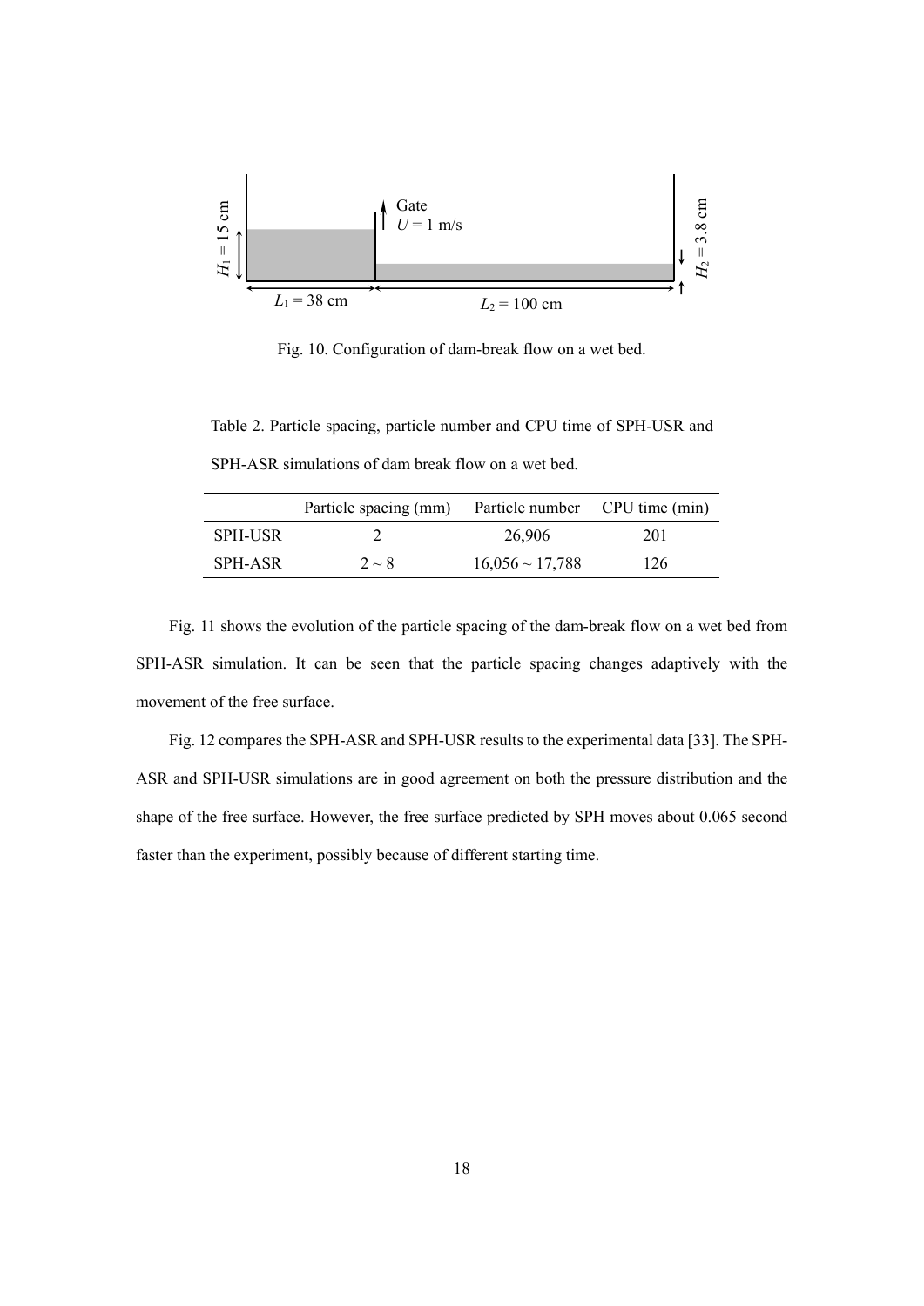Fig. 10. Configuration of dam-break flow on a wet bed.

Table 2. Particle spacing, particle number and CPU time of SPH-USR and SPH-ASR simulations of dam break flow on a wet bed.

| | Particle spacing (mm) | Particle number | CPU time (min) |
|---|---|---|---|
| SPH-USR | 2 | 26,906 | 201 |
| SPH-ASR | 2 ~ 8 | 16,056 ~ 17,788 | 126 |

Fig. 11 shows the evolution of the particle spacing of the dam-break flow on a wet bed from SPH-ASR simulation. It can be seen that the particle spacing changes adaptively with the movement of the free surface.

Fig. 12 compares the SPH-ASR and SPH-USR results to the experimental data [33]. The SPH-ASR and SPH-USR simulations are in good agreement on both the pressure distribution and the shape of the free surface. However, the free surface predicted by SPH moves about 0.065 second faster than the experiment, possibly because of different starting time.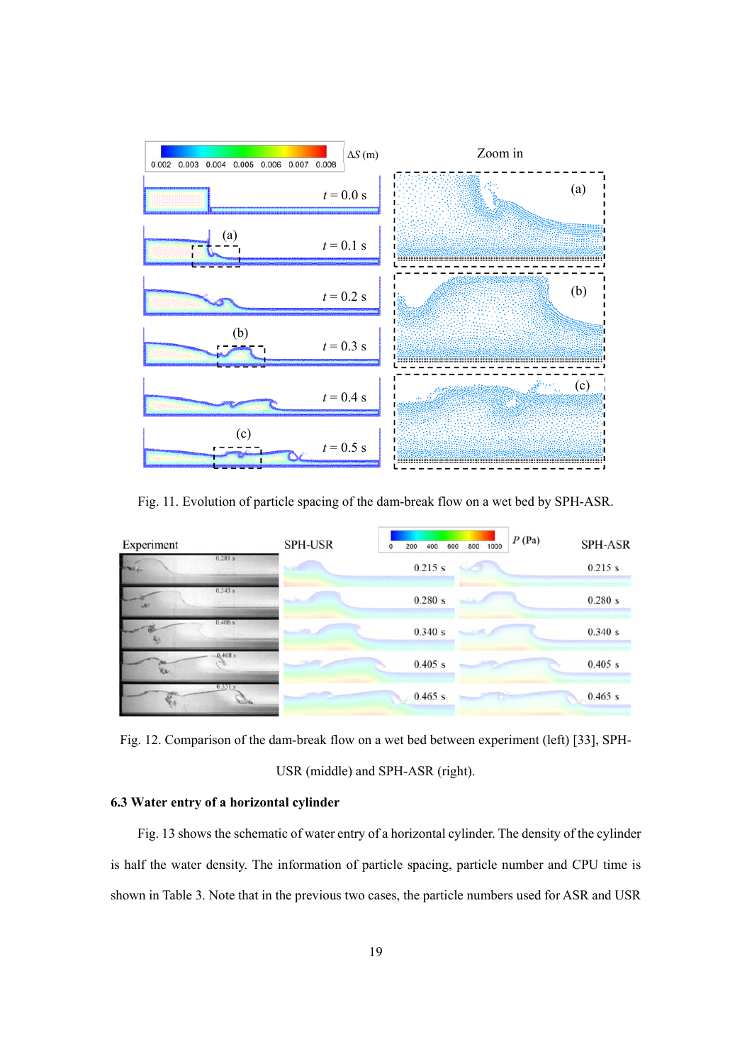Fig. 11. Evolution of particle spacing of the dam-break flow on a wet bed by SPH-ASR.

Fig. 12. Comparison of the dam-break flow on a wet bed between experiment (left) [33], SPH-USR (middle) and SPH-ASR (right).

### 6.3 Water entry of a horizontal cylinder

Fig. 13 shows the schematic of water entry of a horizontal cylinder. The density of the cylinder is half the water density. The information of particle spacing, particle number and CPU time is shown in Table 3. Note that in the previous two cases, the particle numbers used for ASR and USR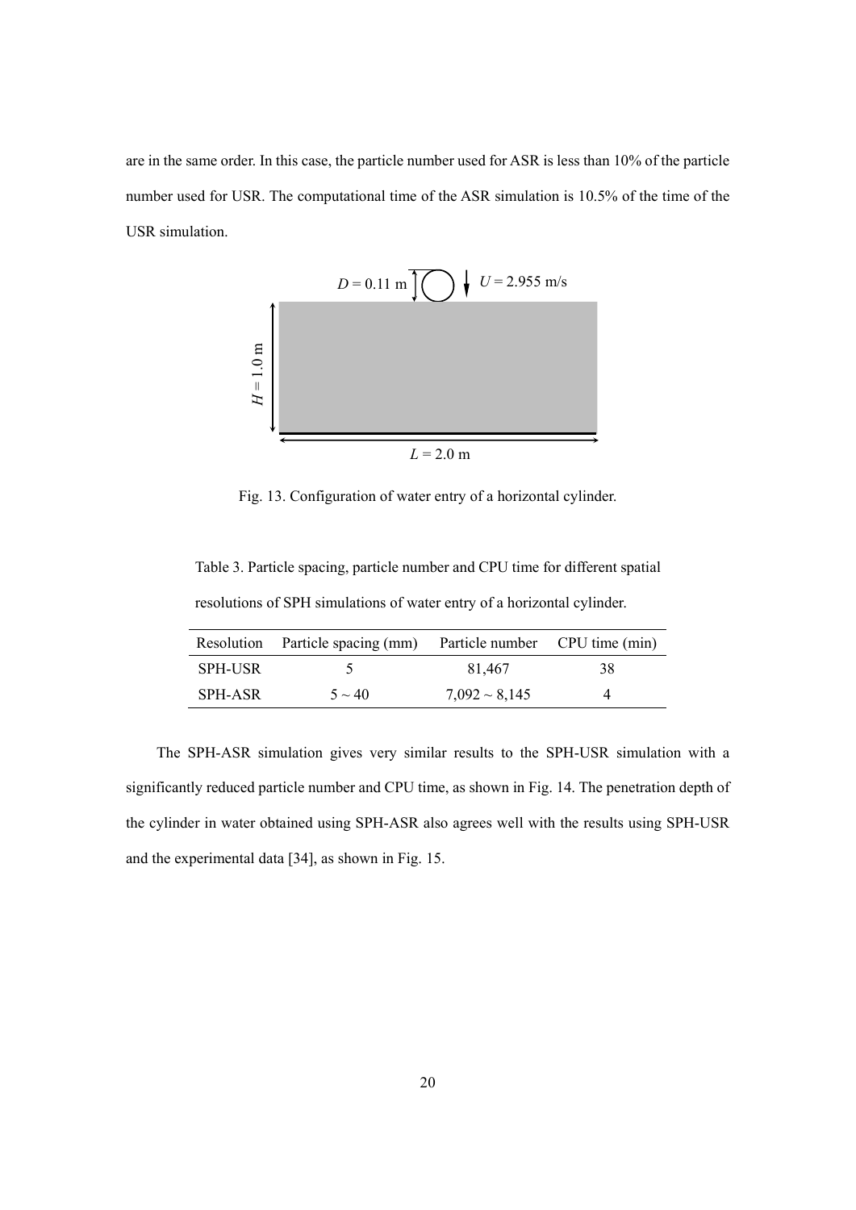are in the same order. In this case, the particle number used for ASR is less than 10% of the particle number used for USR. The computational time of the ASR simulation is 10.5% of the time of the USR simulation.

Fig. 13. Configuration of water entry of a horizontal cylinder.

Table 3. Particle spacing, particle number and CPU time for different spatial resolutions of SPH simulations of water entry of a horizontal cylinder.

| Resolution | Particle spacing (mm) | Particle number | CPU time (min) |
| --- | --- | --- | --- |
| SPH-USR | 5 | 81,467 | 38 |
| SPH-ASR | 5 ~ 40 | 7,092 ~ 8,145 | 4 |

The SPH-ASR simulation gives very similar results to the SPH-USR simulation with a significantly reduced particle number and CPU time, as shown in Fig. 14. The penetration depth of the cylinder in water obtained using SPH-ASR also agrees well with the results using SPH-USR and the experimental data [34], as shown in Fig. 15.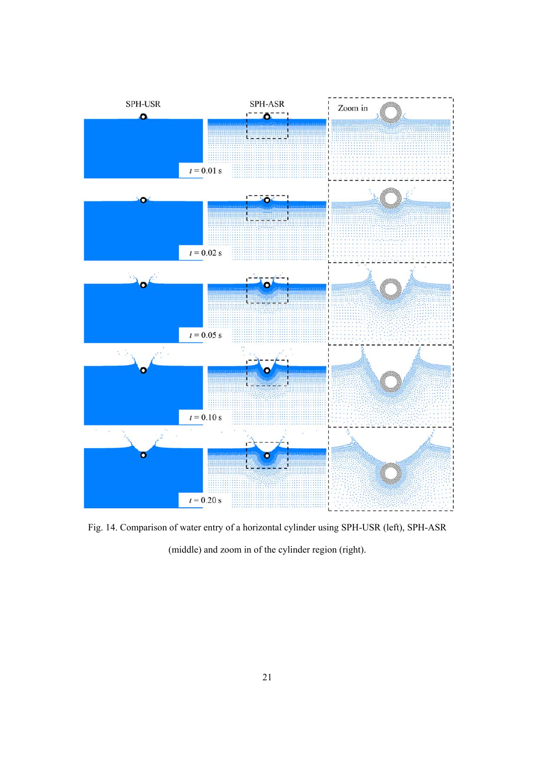Fig. 14. Comparison of water entry of a horizontal cylinder using SPH-USR (left), SPH-ASR (middle) and zoom in of the cylinder region (right).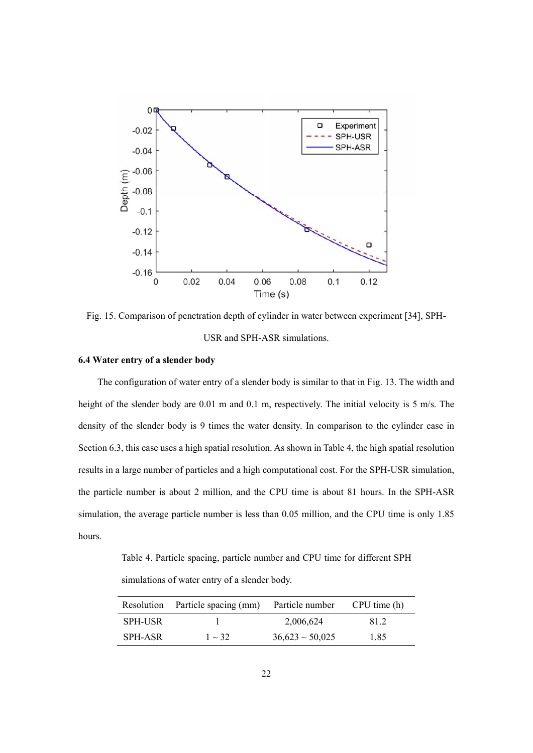Fig. 15. Comparison of penetration depth of cylinder in water between experiment [34], SPH-USR and SPH-ASR simulations.

### 6.4 Water entry of a slender body

The configuration of water entry of a slender body is similar to that in Fig. 13. The width and height of the slender body are 0.01 m and 0.1 m, respectively. The initial velocity is 5 m/s. The density of the slender body is 9 times the water density. In comparison to the cylinder case in Section 6.3, this case uses a high spatial resolution. As shown in Table 4, the high spatial resolution results in a large number of particles and a high computational cost. For the SPH-USR simulation, the particle number is about 2 million, and the CPU time is about 81 hours. In the SPH-ASR simulation, the average particle number is less than 0.05 million, and the CPU time is only 1.85 hours.

Table 4. Particle spacing, particle number and CPU time for different SPH simulations of water entry of a slender body.

| Resolution | Particle spacing (mm) | Particle number | CPU time (h) |
|---|---|---|---|
| SPH-USR | 1 | 2,006,624 | 81.2 |
| SPH-ASR | 1 ~ 32 | 36,623 ~ 50,025 | 1.85 |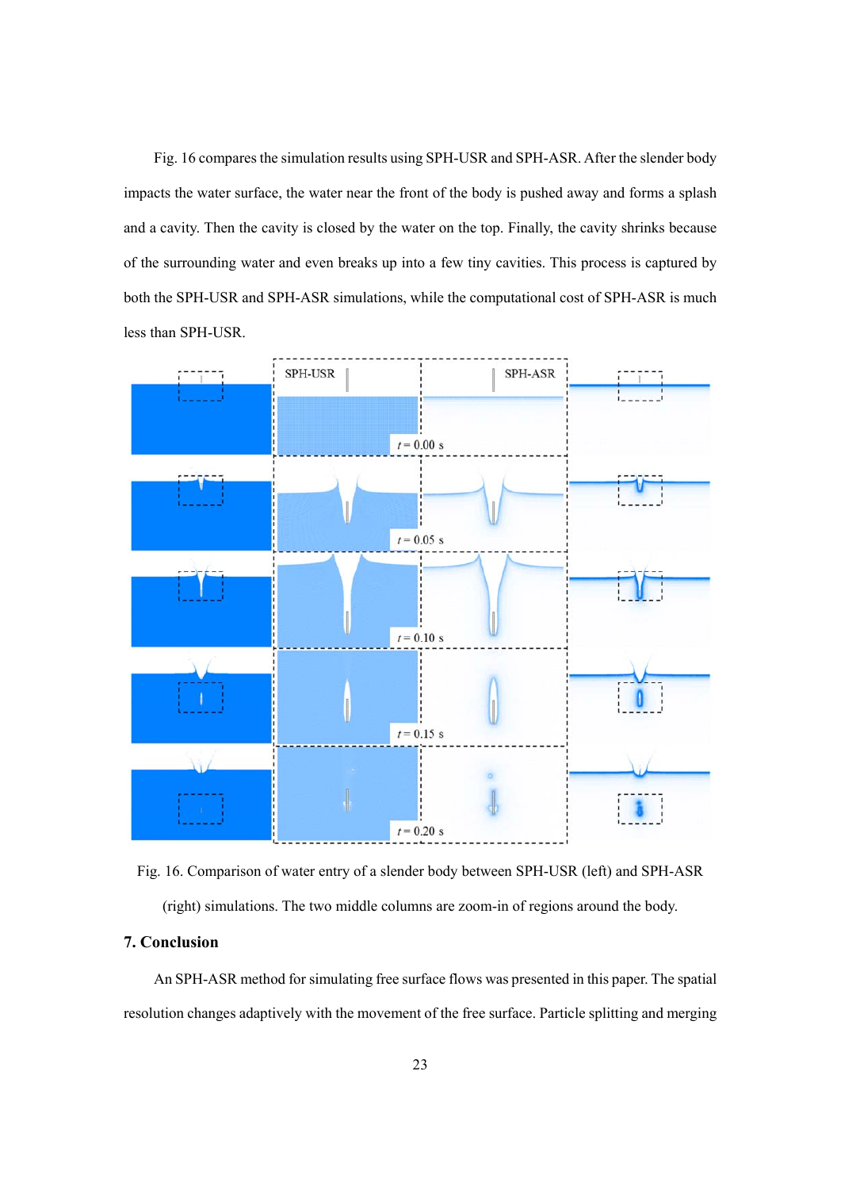Fig. 16 compares the simulation results using SPH-USR and SPH-ASR. After the slender body impacts the water surface, the water near the front of the body is pushed away and forms a splash and a cavity. Then the cavity is closed by the water on the top. Finally, the cavity shrinks because of the surrounding water and even breaks up into a few tiny cavities. This process is captured by both the SPH-USR and SPH-ASR simulations, while the computational cost of SPH-ASR is much less than SPH-USR.

Fig. 16. Comparison of water entry of a slender body between SPH-USR (left) and SPH-ASR (right) simulations. The two middle columns are zoom-in of regions around the body.

## 7. Conclusion

An SPH-ASR method for simulating free surface flows was presented in this paper. The spatial resolution changes adaptively with the movement of the free surface. Particle splitting and merging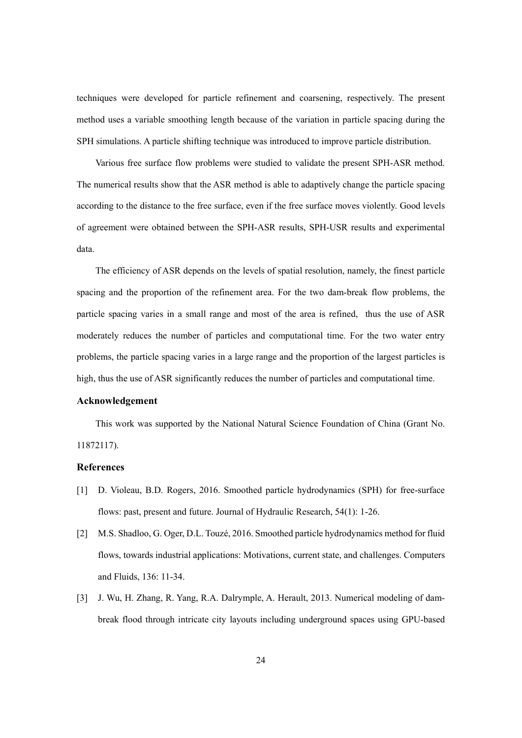techniques were developed for particle refinement and coarsening, respectively. The present method uses a variable smoothing length because of the variation in particle spacing during the SPH simulations. A particle shifting technique was introduced to improve particle distribution.

Various free surface flow problems were studied to validate the present SPH-ASR method. The numerical results show that the ASR method is able to adaptively change the particle spacing according to the distance to the free surface, even if the free surface moves violently. Good levels of agreement were obtained between the SPH-ASR results, SPH-USR results and experimental data.

The efficiency of ASR depends on the levels of spatial resolution, namely, the finest particle spacing and the proportion of the refinement area. For the two dam-break flow problems, the particle spacing varies in a small range and most of the area is refined, thus the use of ASR moderately reduces the number of particles and computational time. For the two water entry problems, the particle spacing varies in a large range and the proportion of the largest particles is high, thus the use of ASR significantly reduces the number of particles and computational time.

### Acknowledgement

This work was supported by the National Natural Science Foundation of China (Grant No. 11872117).

### References

[1] D. Violeau, B.D. Rogers, 2016. Smoothed particle hydrodynamics (SPH) for free-surface flows: past, present and future. Journal of Hydraulic Research, 54(1): 1-26.

[2] M.S. Shadloo, G. Oger, D.L. Touzé, 2016. Smoothed particle hydrodynamics method for fluid flows, towards industrial applications: Motivations, current state, and challenges. Computers and Fluids, 136: 11-34.

[3] J. Wu, H. Zhang, R. Yang, R.A. Dalrymple, A. Herault, 2013. Numerical modeling of dam-break flood through intricate city layouts including underground spaces using GPU-based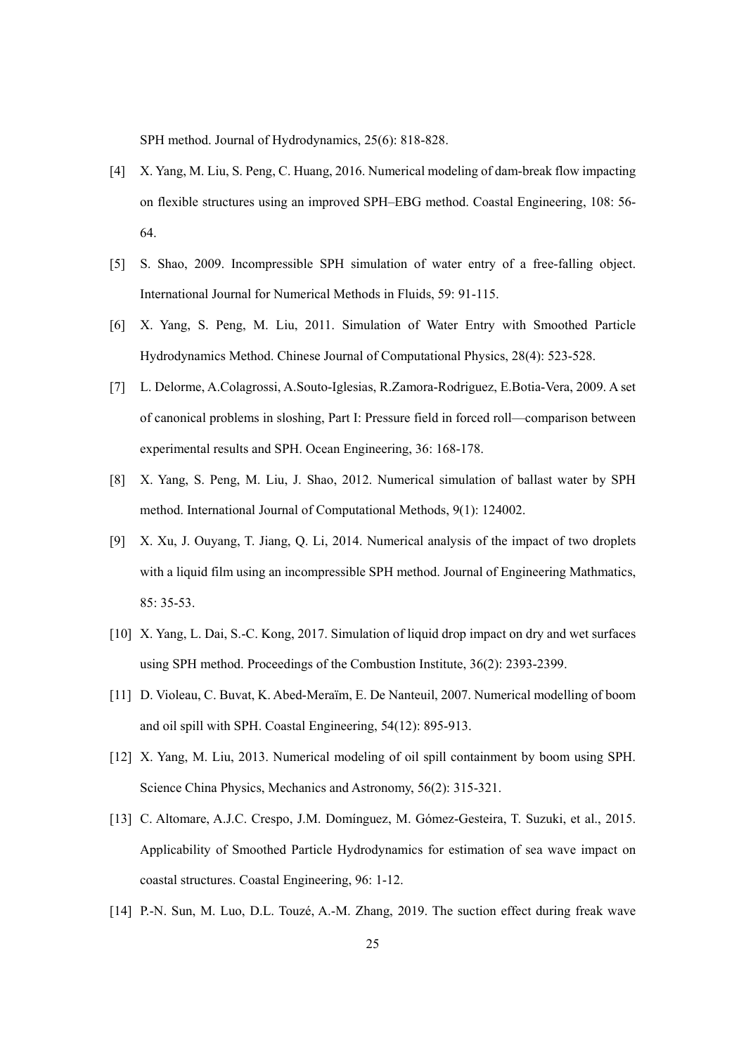SPH method. Journal of Hydrodynamics, 25(6): 818-828.

[4] X. Yang, M. Liu, S. Peng, C. Huang, 2016. Numerical modeling of dam-break flow impacting on flexible structures using an improved SPH–EBG method. Coastal Engineering, 108: 56-64.

[5] S. Shao, 2009. Incompressible SPH simulation of water entry of a free-falling object. International Journal for Numerical Methods in Fluids, 59: 91-115.

[6] X. Yang, S. Peng, M. Liu, 2011. Simulation of Water Entry with Smoothed Particle Hydrodynamics Method. Chinese Journal of Computational Physics, 28(4): 523-528.

[7] L. Delorme, A.Colagrossi, A.Souto-Iglesias, R.Zamora-Rodriguez, E.Botia-Vera, 2009. A set of canonical problems in sloshing, Part I: Pressure field in forced roll—comparison between experimental results and SPH. Ocean Engineering, 36: 168-178.

[8] X. Yang, S. Peng, M. Liu, J. Shao, 2012. Numerical simulation of ballast water by SPH method. International Journal of Computational Methods, 9(1): 124002.

[9] X. Xu, J. Ouyang, T. Jiang, Q. Li, 2014. Numerical analysis of the impact of two droplets with a liquid film using an incompressible SPH method. Journal of Engineering Mathmatics, 85: 35-53.

[10] X. Yang, L. Dai, S.-C. Kong, 2017. Simulation of liquid drop impact on dry and wet surfaces using SPH method. Proceedings of the Combustion Institute, 36(2): 2393-2399.

[11] D. Violeau, C. Buvat, K. Abed-Meraïm, E. De Nanteuil, 2007. Numerical modelling of boom and oil spill with SPH. Coastal Engineering, 54(12): 895-913.

[12] X. Yang, M. Liu, 2013. Numerical modeling of oil spill containment by boom using SPH. Science China Physics, Mechanics and Astronomy, 56(2): 315-321.

[13] C. Altomare, A.J.C. Crespo, J.M. Domínguez, M. Gómez-Gesteira, T. Suzuki, et al., 2015. Applicability of Smoothed Particle Hydrodynamics for estimation of sea wave impact on coastal structures. Coastal Engineering, 96: 1-12.

[14] P.-N. Sun, M. Luo, D.L. Touzé, A.-M. Zhang, 2019. The suction effect during freak wave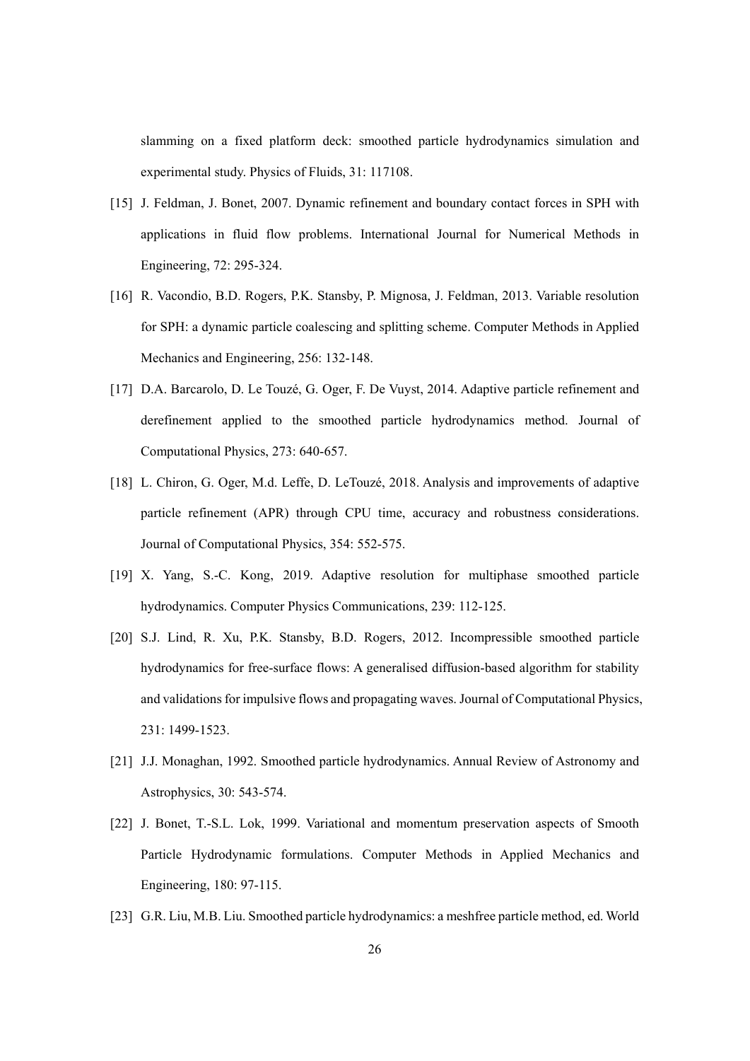slamming on a fixed platform deck: smoothed particle hydrodynamics simulation and experimental study. Physics of Fluids, 31: 117108.

[15] J. Feldman, J. Bonet, 2007. Dynamic refinement and boundary contact forces in SPH with applications in fluid flow problems. International Journal for Numerical Methods in Engineering, 72: 295-324.

[16] R. Vacondio, B.D. Rogers, P.K. Stansby, P. Mignosa, J. Feldman, 2013. Variable resolution for SPH: a dynamic particle coalescing and splitting scheme. Computer Methods in Applied Mechanics and Engineering, 256: 132-148.

[17] D.A. Barcarolo, D. Le Touzé, G. Oger, F. De Vuyst, 2014. Adaptive particle refinement and derefinement applied to the smoothed particle hydrodynamics method. Journal of Computational Physics, 273: 640-657.

[18] L. Chiron, G. Oger, M.d. Leffe, D. LeTouzé, 2018. Analysis and improvements of adaptive particle refinement (APR) through CPU time, accuracy and robustness considerations. Journal of Computational Physics, 354: 552-575.

[19] X. Yang, S.-C. Kong, 2019. Adaptive resolution for multiphase smoothed particle hydrodynamics. Computer Physics Communications, 239: 112-125.

[20] S.J. Lind, R. Xu, P.K. Stansby, B.D. Rogers, 2012. Incompressible smoothed particle hydrodynamics for free-surface flows: A generalised diffusion-based algorithm for stability and validations for impulsive flows and propagating waves. Journal of Computational Physics, 231: 1499-1523.

[21] J.J. Monaghan, 1992. Smoothed particle hydrodynamics. Annual Review of Astronomy and Astrophysics, 30: 543-574.

[22] J. Bonet, T.-S.L. Lok, 1999. Variational and momentum preservation aspects of Smooth Particle Hydrodynamic formulations. Computer Methods in Applied Mechanics and Engineering, 180: 97-115.

[23] G.R. Liu, M.B. Liu. Smoothed particle hydrodynamics: a meshfree particle method, ed. World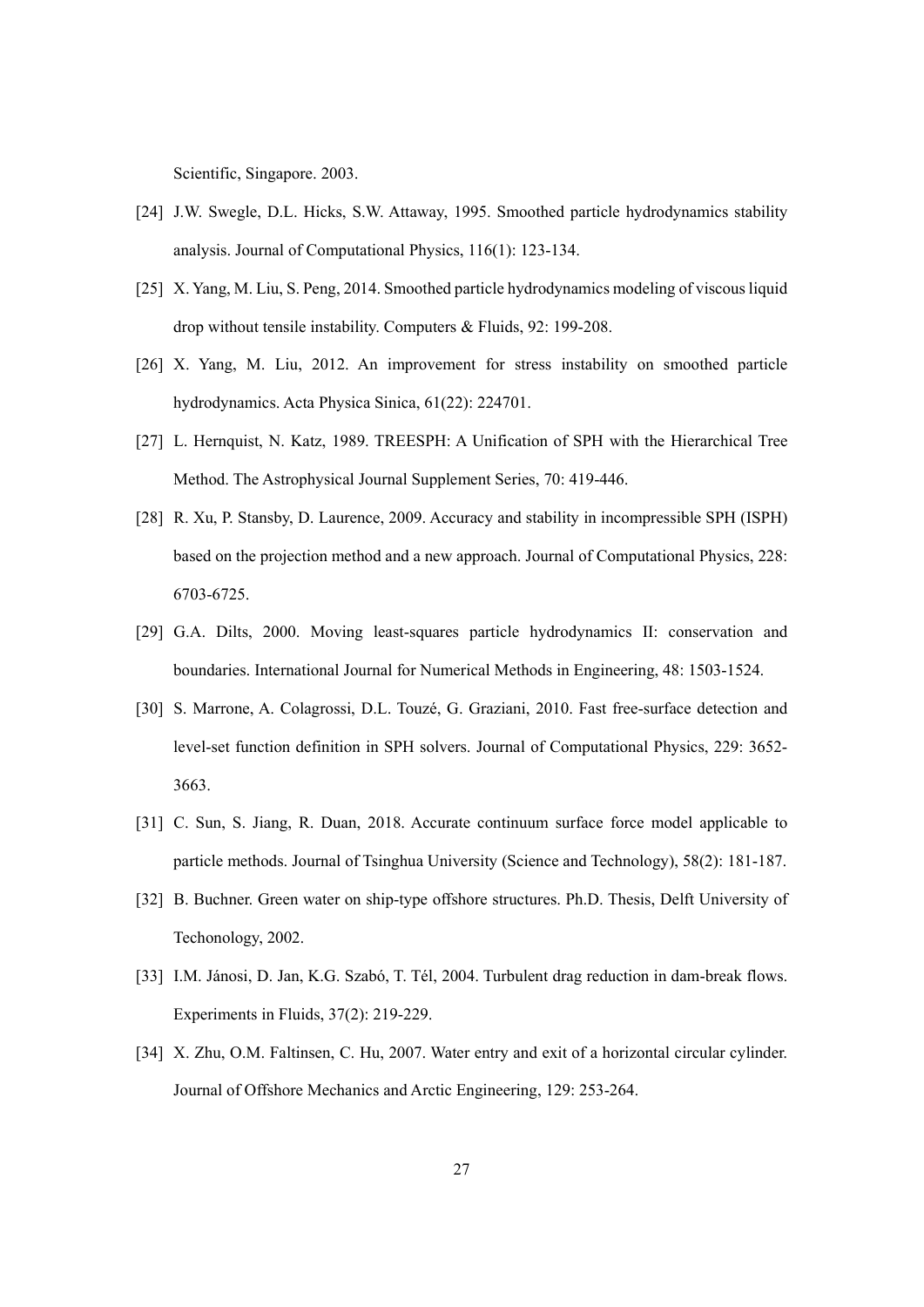Scientific, Singapore. 2003.

[24] J.W. Swegle, D.L. Hicks, S.W. Attaway, 1995. Smoothed particle hydrodynamics stability analysis. Journal of Computational Physics, 116(1): 123-134.

[25] X. Yang, M. Liu, S. Peng, 2014. Smoothed particle hydrodynamics modeling of viscous liquid drop without tensile instability. Computers & Fluids, 92: 199-208.

[26] X. Yang, M. Liu, 2012. An improvement for stress instability on smoothed particle hydrodynamics. Acta Physica Sinica, 61(22): 224701.

[27] L. Hernquist, N. Katz, 1989. TREESPH: A Unification of SPH with the Hierarchical Tree Method. The Astrophysical Journal Supplement Series, 70: 419-446.

[28] R. Xu, P. Stansby, D. Laurence, 2009. Accuracy and stability in incompressible SPH (ISPH) based on the projection method and a new approach. Journal of Computational Physics, 228: 6703-6725.

[29] G.A. Dilts, 2000. Moving least-squares particle hydrodynamics II: conservation and boundaries. International Journal for Numerical Methods in Engineering, 48: 1503-1524.

[30] S. Marrone, A. Colagrossi, D.L. Touzé, G. Graziani, 2010. Fast free-surface detection and level-set function definition in SPH solvers. Journal of Computational Physics, 229: 3652-3663.

[31] C. Sun, S. Jiang, R. Duan, 2018. Accurate continuum surface force model applicable to particle methods. Journal of Tsinghua University (Science and Technology), 58(2): 181-187.

[32] B. Buchner. Green water on ship-type offshore structures. Ph.D. Thesis, Delft University of Techonology, 2002.

[33] I.M. Jánosi, D. Jan, K.G. Szabó, T. Tél, 2004. Turbulent drag reduction in dam-break flows. Experiments in Fluids, 37(2): 219-229.

[34] X. Zhu, O.M. Faltinsen, C. Hu, 2007. Water entry and exit of a horizontal circular cylinder. Journal of Offshore Mechanics and Arctic Engineering, 129: 253-264.